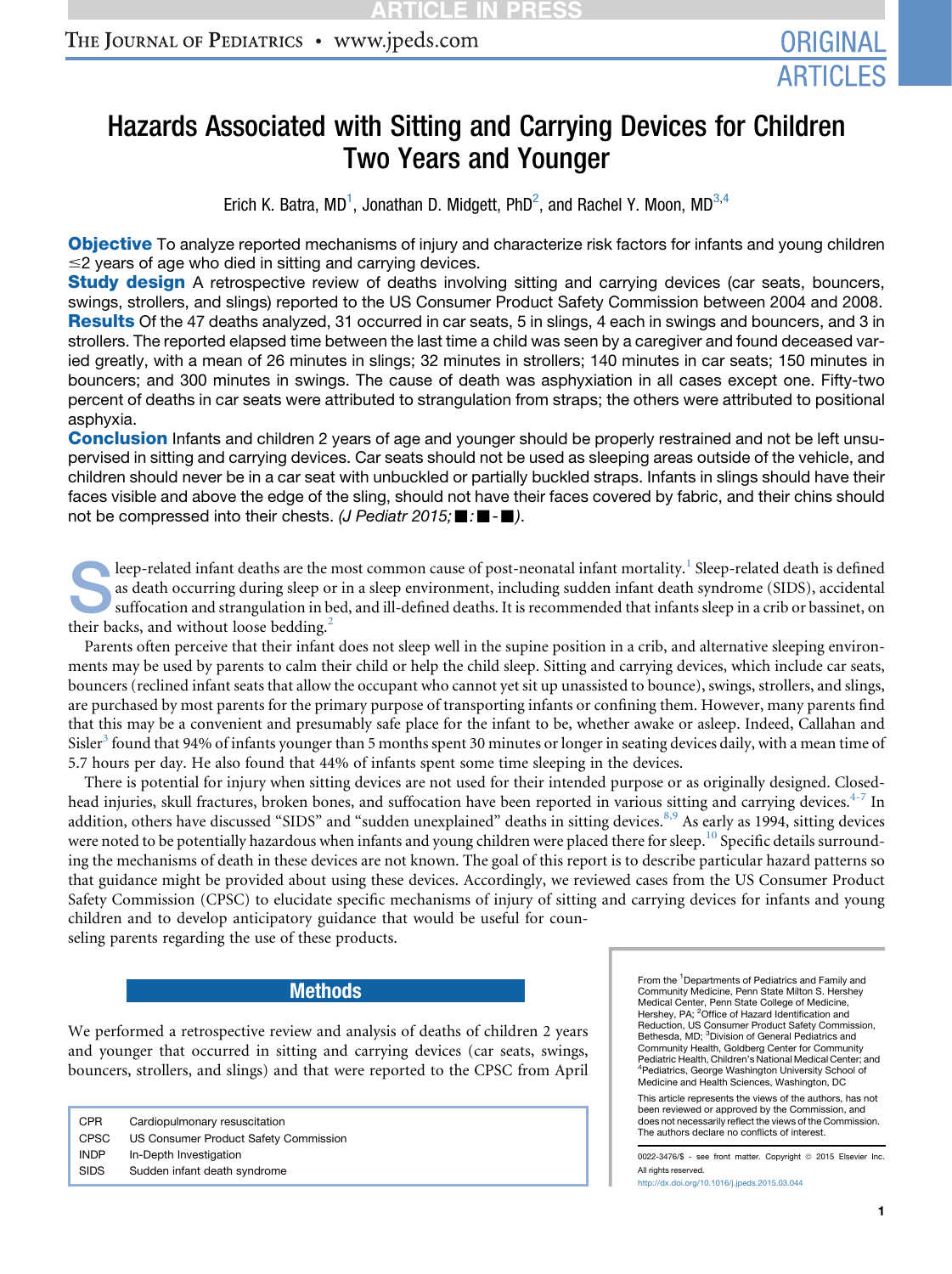# Hazards Associated with Sitting and Carrying Devices for Children Two Years and Younger

Erich K. Batra, MD[1], Jonathan D. Midgett, PhD[2], and Rachel Y. Moon, MD[3,4]

**Objective** To analyze reported mechanisms of injury and characterize risk factors for infants and young children ≤2 years of age who died in sitting and carrying devices.

**Study design** A retrospective review of deaths involving sitting and carrying devices (car seats, bouncers, swings, strollers, and slings) reported to the US Consumer Product Safety Commission between 2004 and 2008.

**Results** Of the 47 deaths analyzed, 31 occurred in car seats, 5 in slings, 4 each in swings and bouncers, and 3 in strollers. The reported elapsed time between the last time a child was seen by a caregiver and found deceased varied greatly, with a mean of 26 minutes in slings; 32 minutes in strollers; 140 minutes in car seats; 150 minutes in bouncers; and 300 minutes in swings. The cause of death was asphyxiation in all cases except one. Fifty-two percent of deaths in car seats were attributed to strangulation from straps; the others were attributed to positional asphyxia.

**Conclusion** Infants and children 2 years of age and younger should be properly restrained and not be left unsupervised in sitting and carrying devices. Car seats should not be used as sleeping areas outside of the vehicle, and children should never be in a car seat with unbuckled or partially buckled straps. Infants in slings should have their faces visible and above the edge of the sling, should not have their faces covered by fabric, and their chins should not be compressed into their chests. *(J Pediatr 2015;■:■-■)*.

Sleep-related infant deaths are the most common cause of post-neonatal infant mortality.[1] Sleep-related death is defined as death occurring during sleep or in a sleep environment, including sudden infant death syndrome (SIDS), accidental suffocation and strangulation in bed, and ill-defined deaths. It is recommended that infants sleep in a crib or bassinet, on their backs, and without loose bedding.[2]

Parents often perceive that their infant does not sleep well in the supine position in a crib, and alternative sleeping environments may be used by parents to calm their child or help the child sleep. Sitting and carrying devices, which include car seats, bouncers (reclined infant seats that allow the occupant who cannot yet sit up unassisted to bounce), swings, strollers, and slings, are purchased by most parents for the primary purpose of transporting infants or confining them. However, many parents find that this may be a convenient and presumably safe place for the infant to be, whether awake or asleep. Indeed, Callahan and Sisler[3] found that 94% of infants younger than 5 months spent 30 minutes or longer in seating devices daily, with a mean time of 5.7 hours per day. He also found that 44% of infants spent some time sleeping in the devices.

There is potential for injury when sitting devices are not used for their intended purpose or as originally designed. Closed-head injuries, skull fractures, broken bones, and suffocation have been reported in various sitting and carrying devices.[4-7] In addition, others have discussed "SIDS" and "sudden unexplained" deaths in sitting devices.[8,9] As early as 1994, sitting devices were noted to be potentially hazardous when infants and young children were placed there for sleep.[10] Specific details surrounding the mechanisms of death in these devices are not known. The goal of this report is to describe particular hazard patterns so that guidance might be provided about using these devices. Accordingly, we reviewed cases from the US Consumer Product Safety Commission (CPSC) to elucidate specific mechanisms of injury of sitting and carrying devices for infants and young children and to develop anticipatory guidance that would be useful for counseling parents regarding the use of these products.

## Methods

We performed a retrospective review and analysis of deaths of children 2 years and younger that occurred in sitting and carrying devices (car seats, swings, bouncers, strollers, and slings) and that were reported to the CPSC from April

| | |
|---|---|
| CPR | Cardiopulmonary resuscitation |
| CPSC | US Consumer Product Safety Commission |
| INDP | In-Depth Investigation |
| SIDS | Sudden infant death syndrome |

From the [1]Departments of Pediatrics and Family and Community Medicine, Penn State Milton S. Hershey Medical Center, Penn State College of Medicine, Hershey, PA; [2]Office of Hazard Identification and Reduction, US Consumer Product Safety Commission, Bethesda, MD; [3]Division of General Pediatrics and Community Health, Goldberg Center for Community Pediatric Health, Children's National Medical Center; and [4]Pediatrics, George Washington University School of Medicine and Health Sciences, Washington, DC

This article represents the views of the authors, has not been reviewed or approved by the Commission, and does not necessarily reflect the views of the Commission. The authors declare no conflicts of interest.

0022-3476/$ - see front matter. Copyright © 2015 Elsevier Inc. All rights reserved.
http://dx.doi.org/10.1016/j.jpeds.2015.03.044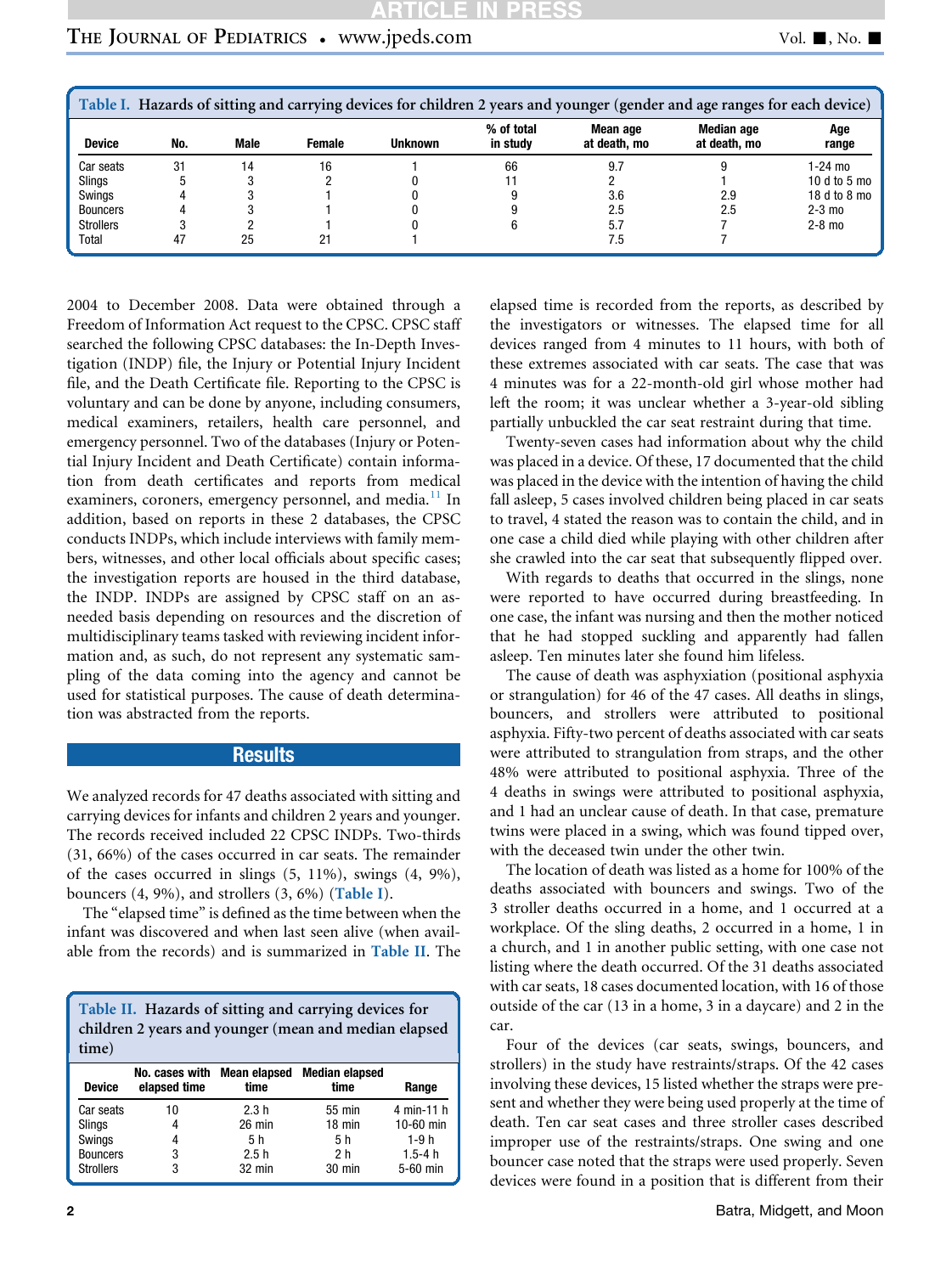**Table I. Hazards of sitting and carrying devices for children 2 years and younger (gender and age ranges for each device)**

| Device | No. | Male | Female | Unknown | % of total in study | Mean age at death, mo | Median age at death, mo | Age range |
|---|---|---|---|---|---|---|---|---|
| Car seats | 31 | 14 | 16 | 1 | 66 | 9.7 | 9 | 1-24 mo |
| Slings | 5 | 3 | 2 | 0 | 11 | 2 | 1 | 10 d to 5 mo |
| Swings | 4 | 3 | 1 | 0 | 9 | 3.6 | 2.9 | 18 d to 8 mo |
| Bouncers | 4 | 3 | 1 | 0 | 9 | 2.5 | 2.5 | 2-3 mo |
| Strollers | 3 | 2 | 1 | 0 | 6 | 5.7 | 7 | 2-8 mo |
| Total | 47 | 25 | 21 | 1 | | 7.5 | 7 | |

2004 to December 2008. Data were obtained through a Freedom of Information Act request to the CPSC. CPSC staff searched the following CPSC databases: the In-Depth Investigation (INDP) file, the Injury or Potential Injury Incident file, and the Death Certificate file. Reporting to the CPSC is voluntary and can be done by anyone, including consumers, medical examiners, retailers, health care personnel, and emergency personnel. Two of the databases (Injury or Potential Injury Incident and Death Certificate) contain information from death certificates and reports from medical examiners, coroners, emergency personnel, and media.[11] In addition, based on reports in these 2 databases, the CPSC conducts INDPs, which include interviews with family members, witnesses, and other local officials about specific cases; the investigation reports are housed in the third database, the INDP. INDPs are assigned by CPSC staff on an as-needed basis depending on resources and the discretion of multidisciplinary teams tasked with reviewing incident information and, as such, do not represent any systematic sampling of the data coming into the agency and cannot be used for statistical purposes. The cause of death determination was abstracted from the reports.

## Results

We analyzed records for 47 deaths associated with sitting and carrying devices for infants and children 2 years and younger. The records received included 22 CPSC INDPs. Two-thirds (31, 66%) of the cases occurred in car seats. The remainder of the cases occurred in slings (5, 11%), swings (4, 9%), bouncers (4, 9%), and strollers (3, 6%) (Table I).

The "elapsed time" is defined as the time between when the infant was discovered and when last seen alive (when available from the records) and is summarized in Table II. The elapsed time is recorded from the reports, as described by the investigators or witnesses. The elapsed time for all devices ranged from 4 minutes to 11 hours, with both of these extremes associated with car seats. The case that was 4 minutes was for a 22-month-old girl whose mother had left the room; it was unclear whether a 3-year-old sibling partially unbuckled the car seat restraint during that time.

**Table II. Hazards of sitting and carrying devices for children 2 years and younger (mean and median elapsed time)**

| Device | No. cases with elapsed time | Mean elapsed time | Median elapsed time | Range |
|---|---|---|---|---|
| Car seats | 10 | 2.3 h | 55 min | 4 min-11 h |
| Slings | 4 | 26 min | 18 min | 10-60 min |
| Swings | 4 | 5 h | 5 h | 1-9 h |
| Bouncers | 3 | 2.5 h | 2 h | 1.5-4 h |
| Strollers | 3 | 32 min | 30 min | 5-60 min |

Twenty-seven cases had information about why the child was placed in a device. Of these, 17 documented that the child was placed in the device with the intention of having the child fall asleep, 5 cases involved children being placed in car seats to travel, 4 stated the reason was to contain the child, and in one case a child died while playing with other children after she crawled into the car seat that subsequently flipped over.

With regards to deaths that occurred in the slings, none were reported to have occurred during breastfeeding. In one case, the infant was nursing and then the mother noticed that he had stopped suckling and apparently had fallen asleep. Ten minutes later she found him lifeless.

The cause of death was asphyxiation (positional asphyxia or strangulation) for 46 of the 47 cases. All deaths in slings, bouncers, and strollers were attributed to positional asphyxia. Fifty-two percent of deaths associated with car seats were attributed to strangulation from straps, and the other 48% were attributed to positional asphyxia. Three of the 4 deaths in swings were attributed to positional asphyxia, and 1 had an unclear cause of death. In that case, premature twins were placed in a swing, which was found tipped over, with the deceased twin under the other twin.

The location of death was listed as a home for 100% of the deaths associated with bouncers and swings. Two of the 3 stroller deaths occurred in a home, and 1 occurred at a workplace. Of the sling deaths, 2 occurred in a home, 1 in a church, and 1 in another public setting, with one case not listing where the death occurred. Of the 31 deaths associated with car seats, 18 cases documented location, with 16 of those outside of the car (13 in a home, 3 in a daycare) and 2 in the car.

Four of the devices (car seats, swings, bouncers, and strollers) in the study have restraints/straps. Of the 42 cases involving these devices, 15 listed whether the straps were present and whether they were being used properly at the time of death. Ten car seat cases and three stroller cases described improper use of the restraints/straps. One swing and one bouncer case noted that the straps were used properly. Seven devices were found in a position that is different from their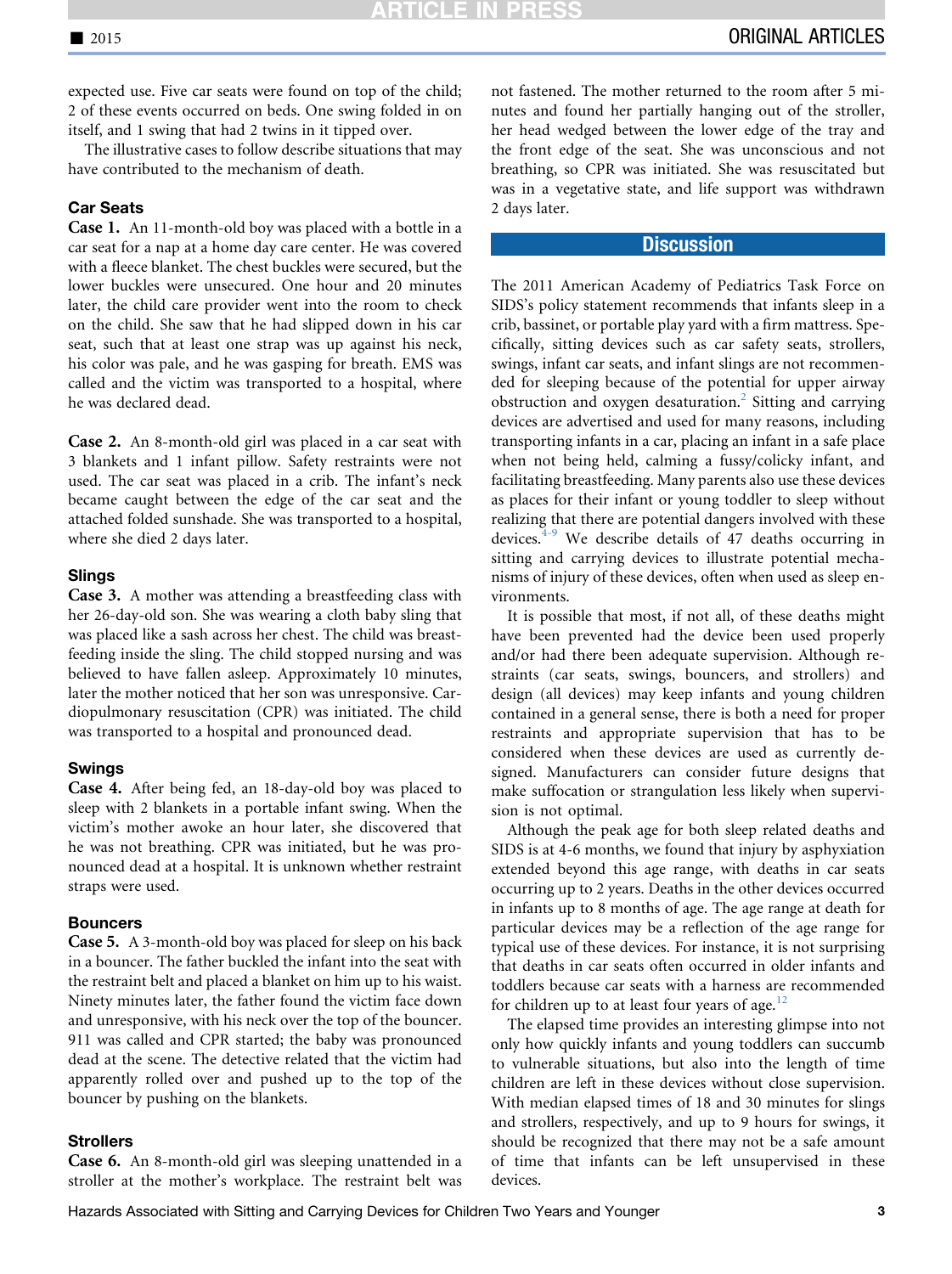expected use. Five car seats were found on top of the child; 2 of these events occurred on beds. One swing folded in on itself, and 1 swing that had 2 twins in it tipped over.

The illustrative cases to follow describe situations that may have contributed to the mechanism of death.

### Car Seats

**Case 1.** An 11-month-old boy was placed with a bottle in a car seat for a nap at a home day care center. He was covered with a fleece blanket. The chest buckles were secured, but the lower buckles were unsecured. One hour and 20 minutes later, the child care provider went into the room to check on the child. She saw that he had slipped down in his car seat, such that at least one strap was up against his neck, his color was pale, and he was gasping for breath. EMS was called and the victim was transported to a hospital, where he was declared dead.

**Case 2.** An 8-month-old girl was placed in a car seat with 3 blankets and 1 infant pillow. Safety restraints were not used. The car seat was placed in a crib. The infant's neck became caught between the edge of the car seat and the attached folded sunshade. She was transported to a hospital, where she died 2 days later.

### Slings

**Case 3.** A mother was attending a breastfeeding class with her 26-day-old son. She was wearing a cloth baby sling that was placed like a sash across her chest. The child was breastfeeding inside the sling. The child stopped nursing and was believed to have fallen asleep. Approximately 10 minutes, later the mother noticed that her son was unresponsive. Cardiopulmonary resuscitation (CPR) was initiated. The child was transported to a hospital and pronounced dead.

### Swings

**Case 4.** After being fed, an 18-day-old boy was placed to sleep with 2 blankets in a portable infant swing. When the victim's mother awoke an hour later, she discovered that he was not breathing. CPR was initiated, but he was pronounced dead at a hospital. It is unknown whether restraint straps were used.

### Bouncers

**Case 5.** A 3-month-old boy was placed for sleep on his back in a bouncer. The father buckled the infant into the seat with the restraint belt and placed a blanket on him up to his waist. Ninety minutes later, the father found the victim face down and unresponsive, with his neck over the top of the bouncer. 911 was called and CPR started; the baby was pronounced dead at the scene. The detective related that the victim had apparently rolled over and pushed up to the top of the bouncer by pushing on the blankets.

### Strollers

**Case 6.** An 8-month-old girl was sleeping unattended in a stroller at the mother's workplace. The restraint belt was not fastened. The mother returned to the room after 5 minutes and found her partially hanging out of the stroller, her head wedged between the lower edge of the tray and the front edge of the seat. She was unconscious and not breathing, so CPR was initiated. She was resuscitated but was in a vegetative state, and life support was withdrawn 2 days later.

## Discussion

The 2011 American Academy of Pediatrics Task Force on SIDS's policy statement recommends that infants sleep in a crib, bassinet, or portable play yard with a firm mattress. Specifically, sitting devices such as car safety seats, strollers, swings, infant car seats, and infant slings are not recommended for sleeping because of the potential for upper airway obstruction and oxygen desaturation.[2] Sitting and carrying devices are advertised and used for many reasons, including transporting infants in a car, placing an infant in a safe place when not being held, calming a fussy/colicky infant, and facilitating breastfeeding. Many parents also use these devices as places for their infant or young toddler to sleep without realizing that there are potential dangers involved with these devices.[4-9] We describe details of 47 deaths occurring in sitting and carrying devices to illustrate potential mechanisms of injury of these devices, often when used as sleep environments.

It is possible that most, if not all, of these deaths might have been prevented had the device been used properly and/or had there been adequate supervision. Although restraints (car seats, swings, bouncers, and strollers) and design (all devices) may keep infants and young children contained in a general sense, there is both a need for proper restraints and appropriate supervision that has to be considered when these devices are used as currently designed. Manufacturers can consider future designs that make suffocation or strangulation less likely when supervision is not optimal.

Although the peak age for both sleep related deaths and SIDS is at 4-6 months, we found that injury by asphyxiation extended beyond this age range, with deaths in car seats occurring up to 2 years. Deaths in the other devices occurred in infants up to 8 months of age. The age range at death for particular devices may be a reflection of the age range for typical use of these devices. For instance, it is not surprising that deaths in car seats often occurred in older infants and toddlers because car seats with a harness are recommended for children up to at least four years of age.[12]

The elapsed time provides an interesting glimpse into not only how quickly infants and young toddlers can succumb to vulnerable situations, but also into the length of time children are left in these devices without close supervision. With median elapsed times of 18 and 30 minutes for slings and strollers, respectively, and up to 9 hours for swings, it should be recognized that there may not be a safe amount of time that infants can be left unsupervised in these devices.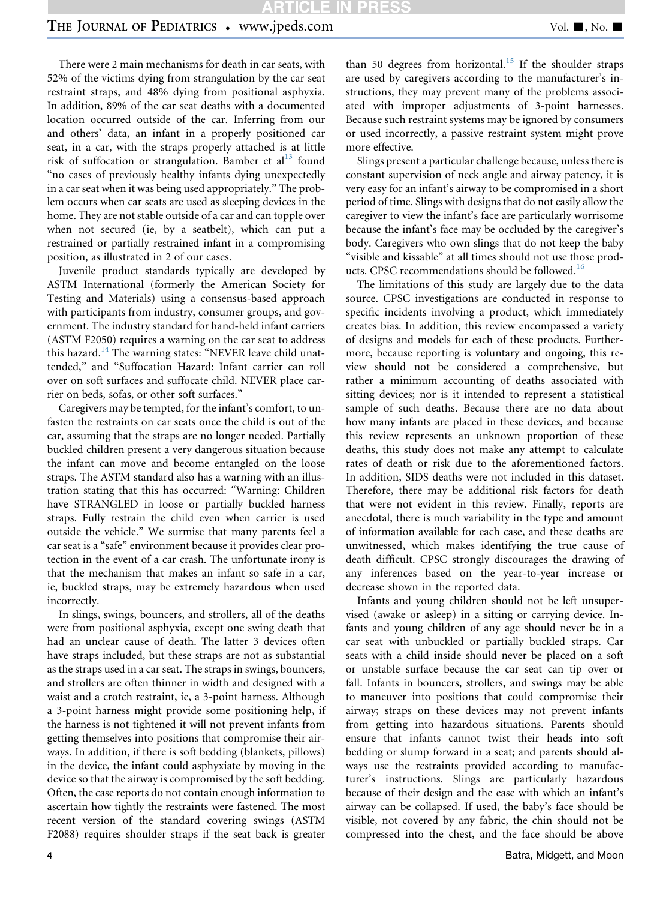There were 2 main mechanisms for death in car seats, with 52% of the victims dying from strangulation by the car seat restraint straps, and 48% dying from positional asphyxia. In addition, 89% of the car seat deaths with a documented location occurred outside of the car. Inferring from our and others' data, an infant in a properly positioned car seat, in a car, with the straps properly attached is at little risk of suffocation or strangulation. Bamber et al[13] found "no cases of previously healthy infants dying unexpectedly in a car seat when it was being used appropriately." The problem occurs when car seats are used as sleeping devices in the home. They are not stable outside of a car and can topple over when not secured (ie, by a seatbelt), which can put a restrained or partially restrained infant in a compromising position, as illustrated in 2 of our cases.

Juvenile product standards typically are developed by ASTM International (formerly the American Society for Testing and Materials) using a consensus-based approach with participants from industry, consumer groups, and government. The industry standard for hand-held infant carriers (ASTM F2050) requires a warning on the car seat to address this hazard.[14] The warning states: "NEVER leave child unattended," and "Suffocation Hazard: Infant carrier can roll over on soft surfaces and suffocate child. NEVER place carrier on beds, sofas, or other soft surfaces."

Caregivers may be tempted, for the infant's comfort, to unfasten the restraints on car seats once the child is out of the car, assuming that the straps are no longer needed. Partially buckled children present a very dangerous situation because the infant can move and become entangled on the loose straps. The ASTM standard also has a warning with an illustration stating that this has occurred: "Warning: Children have STRANGLED in loose or partially buckled harness straps. Fully restrain the child even when carrier is used outside the vehicle." We surmise that many parents feel a car seat is a "safe" environment because it provides clear protection in the event of a car crash. The unfortunate irony is that the mechanism that makes an infant so safe in a car, ie, buckled straps, may be extremely hazardous when used incorrectly.

In slings, swings, bouncers, and strollers, all of the deaths were from positional asphyxia, except one swing death that had an unclear cause of death. The latter 3 devices often have straps included, but these straps are not as substantial as the straps used in a car seat. The straps in swings, bouncers, and strollers are often thinner in width and designed with a waist and a crotch restraint, ie, a 3-point harness. Although a 3-point harness might provide some positioning help, if the harness is not tightened it will not prevent infants from getting themselves into positions that compromise their airways. In addition, if there is soft bedding (blankets, pillows) in the device, the infant could asphyxiate by moving in the device so that the airway is compromised by the soft bedding. Often, the case reports do not contain enough information to ascertain how tightly the restraints were fastened. The most recent version of the standard covering swings (ASTM F2088) requires shoulder straps if the seat back is greater than 50 degrees from horizontal.[15] If the shoulder straps are used by caregivers according to the manufacturer's instructions, they may prevent many of the problems associated with improper adjustments of 3-point harnesses. Because such restraint systems may be ignored by consumers or used incorrectly, a passive restraint system might prove more effective.

Slings present a particular challenge because, unless there is constant supervision of neck angle and airway patency, it is very easy for an infant's airway to be compromised in a short period of time. Slings with designs that do not easily allow the caregiver to view the infant's face are particularly worrisome because the infant's face may be occluded by the caregiver's body. Caregivers who own slings that do not keep the baby "visible and kissable" at all times should not use those products. CPSC recommendations should be followed.[16]

The limitations of this study are largely due to the data source. CPSC investigations are conducted in response to specific incidents involving a product, which immediately creates bias. In addition, this review encompassed a variety of designs and models for each of these products. Furthermore, because reporting is voluntary and ongoing, this review should not be considered a comprehensive, but rather a minimum accounting of deaths associated with sitting devices; nor is it intended to represent a statistical sample of such deaths. Because there are no data about how many infants are placed in these devices, and because this review represents an unknown proportion of these deaths, this study does not make any attempt to calculate rates of death or risk due to the aforementioned factors. In addition, SIDS deaths were not included in this dataset. Therefore, there may be additional risk factors for death that were not evident in this review. Finally, reports are anecdotal, there is much variability in the type and amount of information available for each case, and these deaths are unwitnessed, which makes identifying the true cause of death difficult. CPSC strongly discourages the drawing of any inferences based on the year-to-year increase or decrease shown in the reported data.

Infants and young children should not be left unsupervised (awake or asleep) in a sitting or carrying device. Infants and young children of any age should never be in a car seat with unbuckled or partially buckled straps. Car seats with a child inside should never be placed on a soft or unstable surface because the car seat can tip over or fall. Infants in bouncers, strollers, and swings may be able to maneuver into positions that could compromise their airway; straps on these devices may not prevent infants from getting into hazardous situations. Parents should ensure that infants cannot twist their heads into soft bedding or slump forward in a seat; and parents should always use the restraints provided according to manufacturer's instructions. Slings are particularly hazardous because of their design and the ease with which an infant's airway can be collapsed. If used, the baby's face should be visible, not covered by any fabric, the chin should not be compressed into the chest, and the face should be above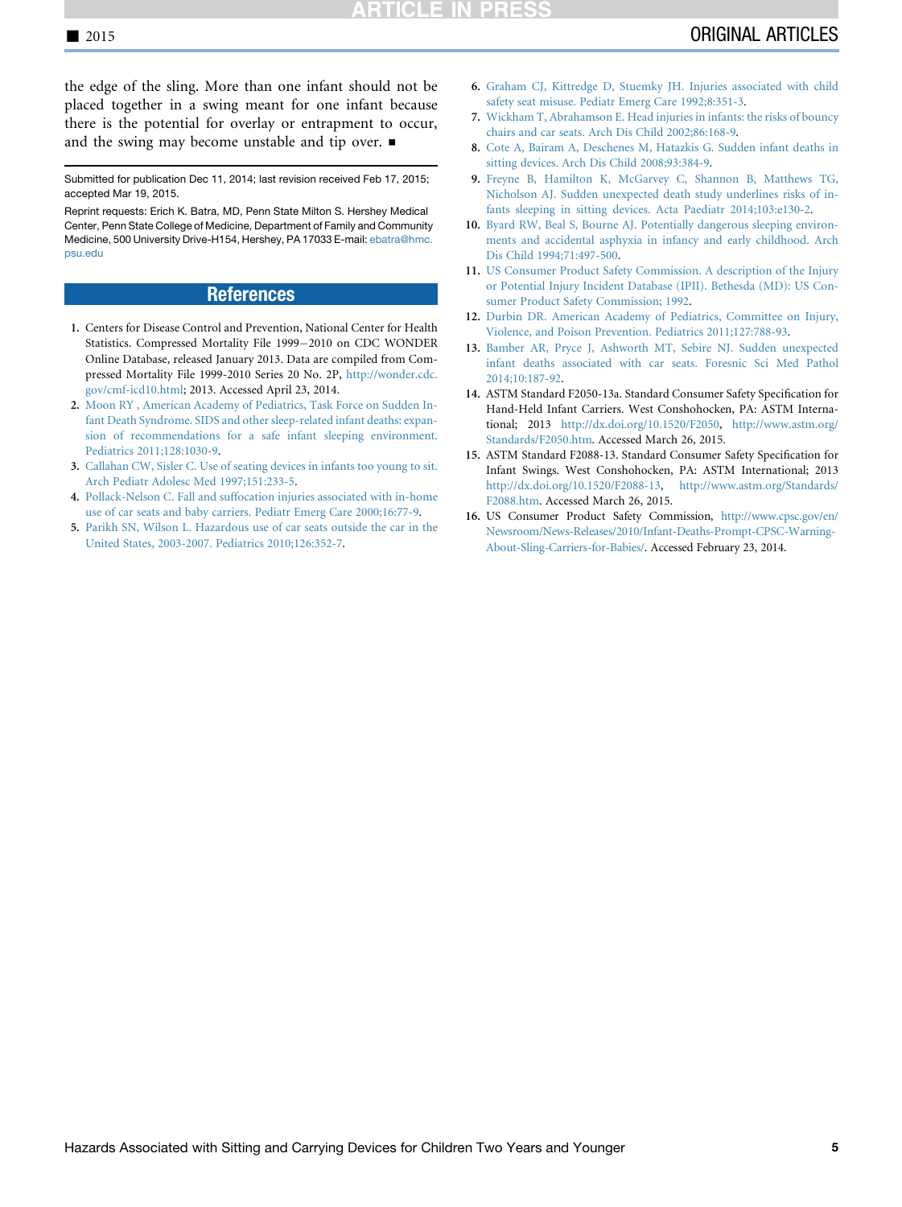the edge of the sling. More than one infant should not be placed together in a swing meant for one infant because there is the potential for overlay or entrapment to occur, and the swing may become unstable and tip over. ■

Submitted for publication Dec 11, 2014; last revision received Feb 17, 2015; accepted Mar 19, 2015.

Reprint requests: Erich K. Batra, MD, Penn State Milton S. Hershey Medical Center, Penn State College of Medicine, Department of Family and Community Medicine, 500 University Drive-H154, Hershey, PA 17033 E-mail: ebatra@hmc.psu.edu

## References

1. Centers for Disease Control and Prevention, National Center for Health Statistics. Compressed Mortality File 1999–2010 on CDC WONDER Online Database, released January 2013. Data are compiled from Compressed Mortality File 1999-2010 Series 20 No. 2P, http://wonder.cdc.gov/cmf-icd10.html; 2013. Accessed April 23, 2014.
2. Moon RY , American Academy of Pediatrics, Task Force on Sudden Infant Death Syndrome. SIDS and other sleep-related infant deaths: expansion of recommendations for a safe infant sleeping environment. Pediatrics 2011;128:1030-9.
3. Callahan CW, Sisler C. Use of seating devices in infants too young to sit. Arch Pediatr Adolesc Med 1997;151:233-5.
4. Pollack-Nelson C. Fall and suffocation injuries associated with in-home use of car seats and baby carriers. Pediatr Emerg Care 2000;16:77-9.
5. Parikh SN, Wilson L. Hazardous use of car seats outside the car in the United States, 2003-2007. Pediatrics 2010;126:352-7.
6. Graham CJ, Kittredge D, Stuemky JH. Injuries associated with child safety seat misuse. Pediatr Emerg Care 1992;8:351-3.
7. Wickham T, Abrahamson E. Head injuries in infants: the risks of bouncy chairs and car seats. Arch Dis Child 2002;86:168-9.
8. Cote A, Bairam A, Deschenes M, Hatazkis G. Sudden infant deaths in sitting devices. Arch Dis Child 2008;93:384-9.
9. Freyne B, Hamilton K, McGarvey C, Shannon B, Matthews TG, Nicholson AJ. Sudden unexpected death study underlines risks of infants sleeping in sitting devices. Acta Paediatr 2014;103:e130-2.
10. Byard RW, Beal S, Bourne AJ. Potentially dangerous sleeping environments and accidental asphyxia in infancy and early childhood. Arch Dis Child 1994;71:497-500.
11. US Consumer Product Safety Commission. A description of the Injury or Potential Injury Incident Database (IPII). Bethesda (MD): US Consumer Product Safety Commission; 1992.
12. Durbin DR. American Academy of Pediatrics, Committee on Injury, Violence, and Poison Prevention. Pediatrics 2011;127:788-93.
13. Bamber AR, Pryce J, Ashworth MT, Sebire NJ. Sudden unexpected infant deaths associated with car seats. Forensic Sci Med Pathol 2014;10:187-92.
14. ASTM Standard F2050-13a. Standard Consumer Safety Specification for Hand-Held Infant Carriers. West Conshohocken, PA: ASTM International; 2013 http://dx.doi.org/10.1520/F2050, http://www.astm.org/Standards/F2050.htm. Accessed March 26, 2015.
15. ASTM Standard F2088-13. Standard Consumer Safety Specification for Infant Swings. West Conshohocken, PA: ASTM International; 2013 http://dx.doi.org/10.1520/F2088-13, http://www.astm.org/Standards/F2088.htm. Accessed March 26, 2015.
16. US Consumer Product Safety Commission, http://www.cpsc.gov/en/Newsroom/News-Releases/2010/Infant-Deaths-Prompt-CPSC-Warning-About-Sling-Carriers-for-Babies/. Accessed February 23, 2014.